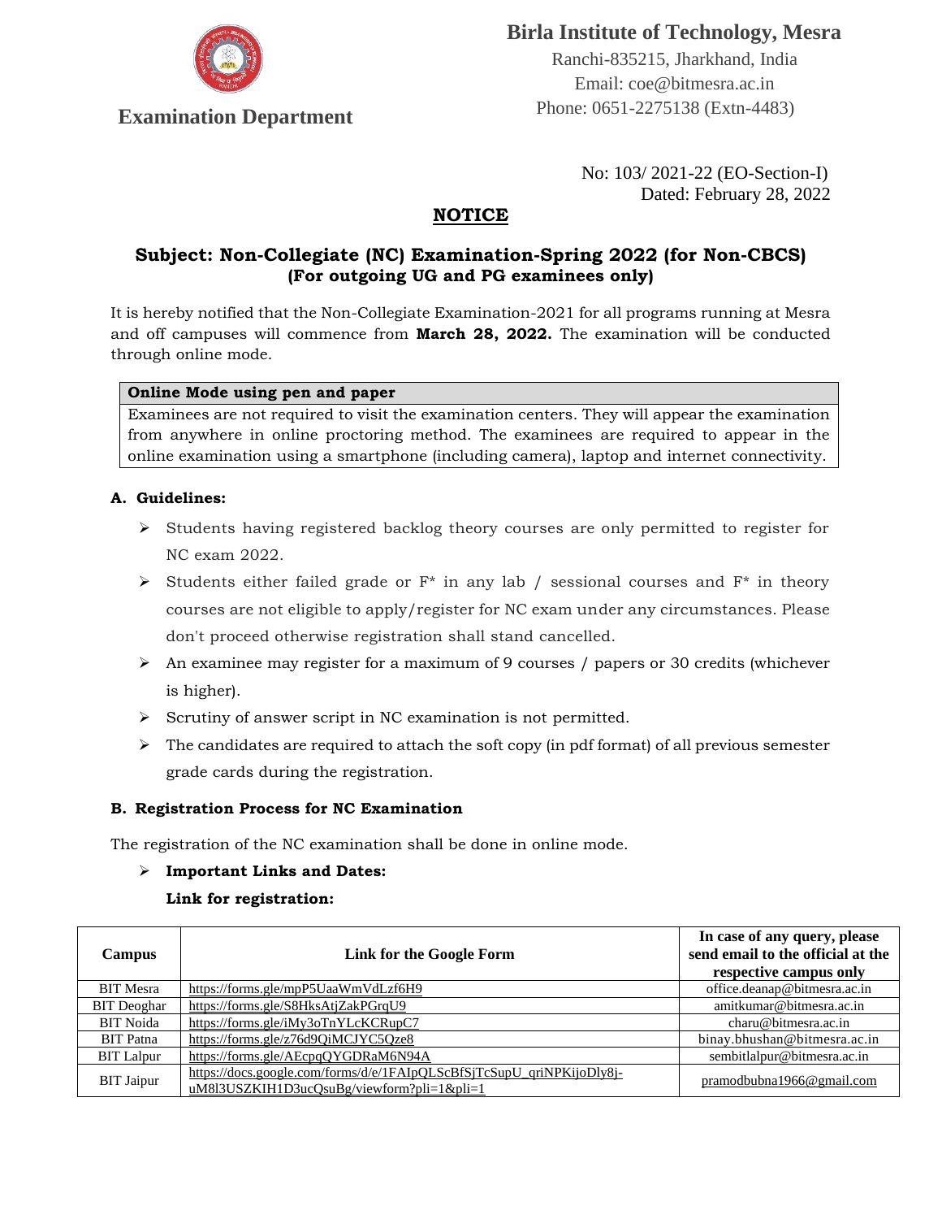# Birla Institute of Technology, Mesra

Ranchi-835215, Jharkhand, India
Email: coe@bitmesra.ac.in
Phone: 0651-2275138 (Extn-4483)

**Examination Department**

No: 103/ 2021-22 (EO-Section-I)
Dated: February 28, 2022

## NOTICE

### Subject: Non-Collegiate (NC) Examination-Spring 2022 (for Non-CBCS) (For outgoing UG and PG examinees only)

It is hereby notified that the Non-Collegiate Examination-2021 for all programs running at Mesra and off campuses will commence from **March 28, 2022.** The examination will be conducted through online mode.

| **Online Mode using pen and paper** |
|---|
| Examinees are not required to visit the examination centers. They will appear the examination from anywhere in online proctoring method. The examinees are required to appear in the online examination using a smartphone (including camera), laptop and internet connectivity. |

**A. Guidelines:**

- Students having registered backlog theory courses are only permitted to register for NC exam 2022.
- Students either failed grade or F* in any lab / sessional courses and F* in theory courses are not eligible to apply/register for NC exam under any circumstances. Please don't proceed otherwise registration shall stand cancelled.
- An examinee may register for a maximum of 9 courses / papers or 30 credits (whichever is higher).
- Scrutiny of answer script in NC examination is not permitted.
- The candidates are required to attach the soft copy (in pdf format) of all previous semester grade cards during the registration.

**B. Registration Process for NC Examination**

The registration of the NC examination shall be done in online mode.

- **Important Links and Dates:**

  **Link for registration:**

| Campus | Link for the Google Form | In case of any query, please send email to the official at the respective campus only |
|---|---|---|
| BIT Mesra | https://forms.gle/mpP5UaaWmVdLzf6H9 | office.deanap@bitmesra.ac.in |
| BIT Deoghar | https://forms.gle/S8HksAtjZakPGrqU9 | amitkumar@bitmesra.ac.in |
| BIT Noida | https://forms.gle/iMy3oTnYLcKCRupC7 | charu@bitmesra.ac.in |
| BIT Patna | https://forms.gle/z76d9QiMCJYC5Qze8 | binay.bhushan@bitmesra.ac.in |
| BIT Lalpur | https://forms.gle/AEcpqQYGDRaM6N94A | sembitlalpur@bitmesra.ac.in |
| BIT Jaipur | https://docs.google.com/forms/d/e/1FAIpQLScBfSjTcSupU_qriNPKijoDly8j-uM8l3USZKIH1D3ucQsuBg/viewform?pli=1&pli=1 | pramodbubna1966@gmail.com |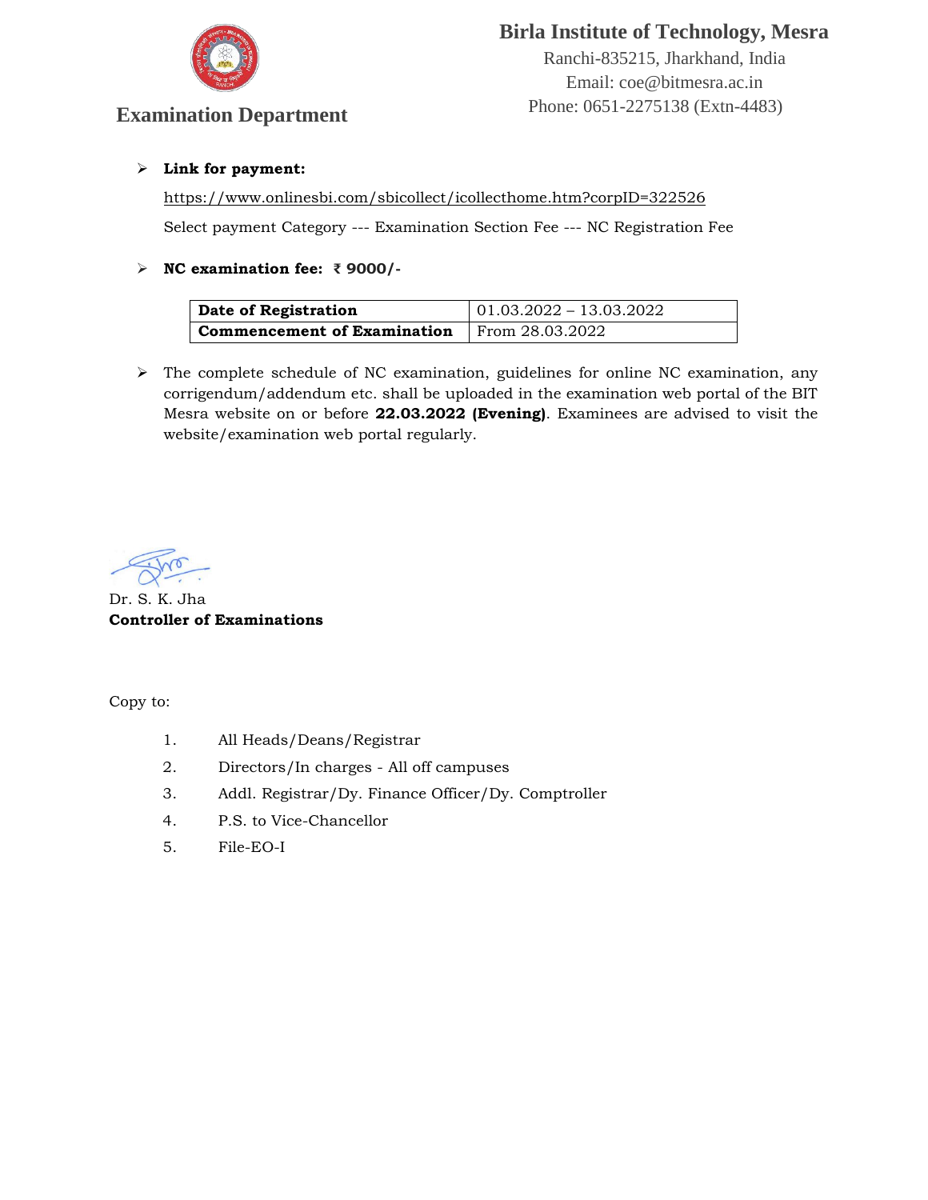**Birla Institute of Technology, Mesra**
Ranchi-835215, Jharkhand, India
Email: coe@bitmesra.ac.in
Phone: 0651-2275138 (Extn-4483)

**Examination Department**

- **Link for payment:**

  https://www.onlinesbi.com/sbicollect/icollecthome.htm?corpID=322526

  Select payment Category --- Examination Section Fee --- NC Registration Fee

- **NC examination fee: ₹ 9000/-**

| | |
|---|---|
| **Date of Registration** | 01.03.2022 – 13.03.2022 |
| **Commencement of Examination** | From 28.03.2022 |

- The complete schedule of NC examination, guidelines for online NC examination, any corrigendum/addendum etc. shall be uploaded in the examination web portal of the BIT Mesra website on or before **22.03.2022 (Evening)**. Examinees are advised to visit the website/examination web portal regularly.

Dr. S. K. Jha
**Controller of Examinations**

Copy to:

1. All Heads/Deans/Registrar
2. Directors/In charges - All off campuses
3. Addl. Registrar/Dy. Finance Officer/Dy. Comptroller
4. P.S. to Vice-Chancellor
5. File-EO-I